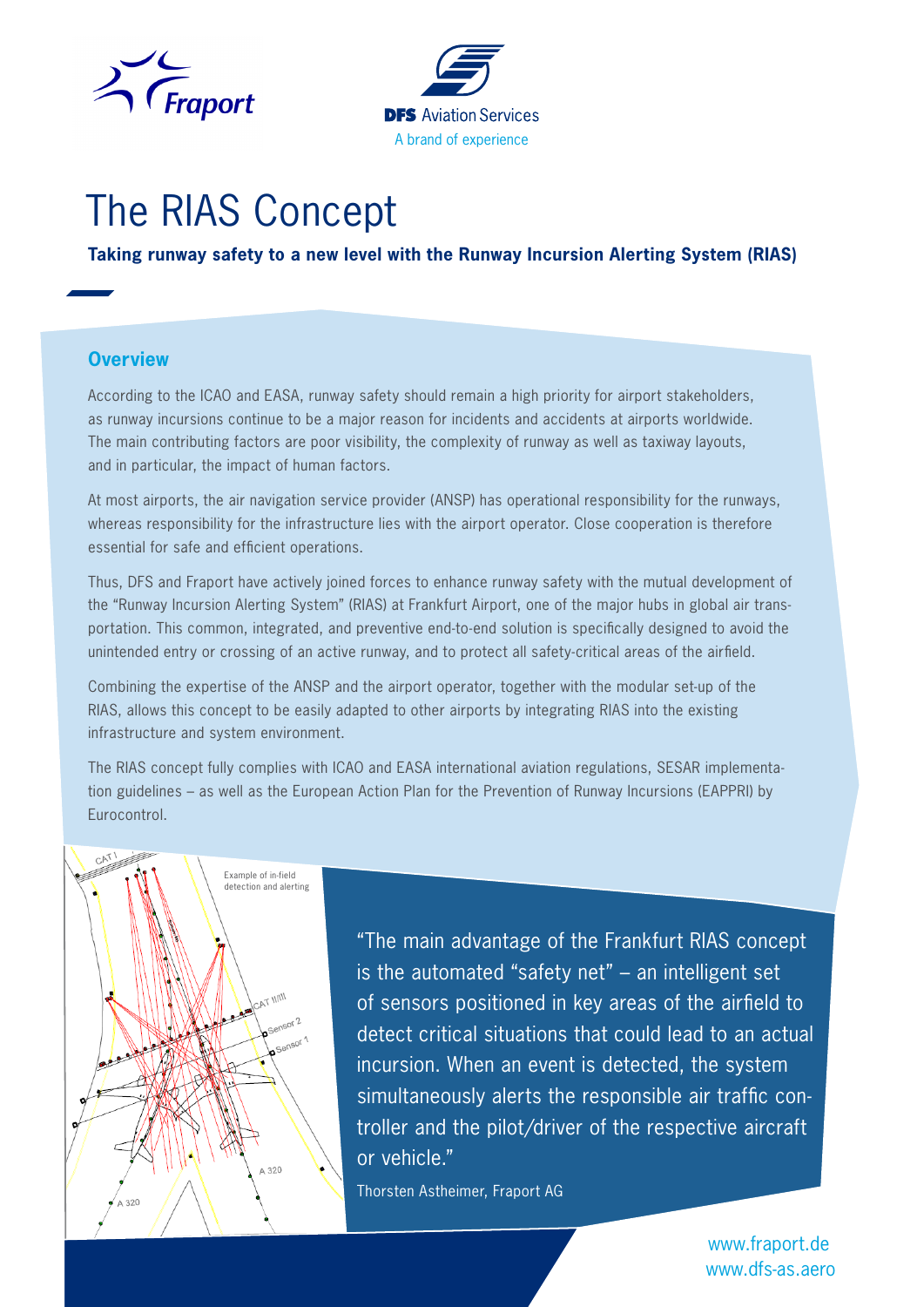# The RIAS Concept

**Taking runway safety to a new level with the Runway Incursion Alerting System (RIAS)**

## Overview

According to the ICAO and EASA, runway safety should remain a high priority for airport stakeholders, as runway incursions continue to be a major reason for incidents and accidents at airports worldwide. The main contributing factors are poor visibility, the complexity of runway as well as taxiway layouts, and in particular, the impact of human factors.

At most airports, the air navigation service provider (ANSP) has operational responsibility for the runways, whereas responsibility for the infrastructure lies with the airport operator. Close cooperation is therefore essential for safe and efficient operations.

Thus, DFS and Fraport have actively joined forces to enhance runway safety with the mutual development of the "Runway Incursion Alerting System" (RIAS) at Frankfurt Airport, one of the major hubs in global air transportation. This common, integrated, and preventive end-to-end solution is specifically designed to avoid the unintended entry or crossing of an active runway, and to protect all safety-critical areas of the airfield.

Combining the expertise of the ANSP and the airport operator, together with the modular set-up of the RIAS, allows this concept to be easily adapted to other airports by integrating RIAS into the existing infrastructure and system environment.

The RIAS concept fully complies with ICAO and EASA international aviation regulations, SESAR implementation guidelines – as well as the European Action Plan for the Prevention of Runway Incursions (EAPPRI) by Eurocontrol.

Example of in-field detection and alerting

"The main advantage of the Frankfurt RIAS concept is the automated "safety net" – an intelligent set of sensors positioned in key areas of the airfield to detect critical situations that could lead to an actual incursion. When an event is detected, the system simultaneously alerts the responsible air traffic controller and the pilot/driver of the respective aircraft or vehicle."

Thorsten Astheimer, Fraport AG

www.fraport.de
www.dfs-as.aero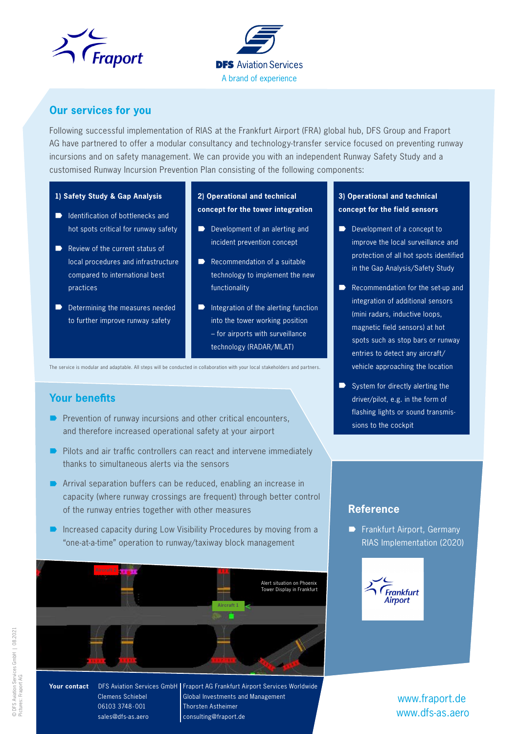## Our services for you

Following successful implementation of RIAS at the Frankfurt Airport (FRA) global hub, DFS Group and Fraport AG have partnered to offer a modular consultancy and technology-transfer service focused on preventing runway incursions and on safety management. We can provide you with an independent Runway Safety Study and a customised Runway Incursion Prevention Plan consisting of the following components:

### 1) Safety Study & Gap Analysis

- Identification of bottlenecks and hot spots critical for runway safety
- Review of the current status of local procedures and infrastructure compared to international best practices
- Determining the measures needed to further improve runway safety

### 2) Operational and technical concept for the tower integration

- Development of an alerting and incident prevention concept
- Recommendation of a suitable technology to implement the new functionality
- Integration of the alerting function into the tower working position – for airports with surveillance technology (RADAR/MLAT)

### 3) Operational and technical concept for the field sensors

- Development of a concept to improve the local surveillance and protection of all hot spots identified in the Gap Analysis/Safety Study
- Recommendation for the set-up and integration of additional sensors (mini radars, inductive loops, magnetic field sensors) at hot spots such as stop bars or runway entries to detect any aircraft/vehicle approaching the location
- System for directly alerting the driver/pilot, e.g. in the form of flashing lights or sound transmissions to the cockpit

The service is modular and adaptable. All steps will be conducted in collaboration with your local stakeholders and partners.

## Your benefits

- Prevention of runway incursions and other critical encounters, and therefore increased operational safety at your airport
- Pilots and air traffic controllers can react and intervene immediately thanks to simultaneous alerts via the sensors
- Arrival separation buffers can be reduced, enabling an increase in capacity (where runway crossings are frequent) through better control of the runway entries together with other measures
- Increased capacity during Low Visibility Procedures by moving from a "one-at-a-time" operation to runway/taxiway block management

Alert situation on Phoenix Tower Display in Frankfurt

## Reference

- Frankfurt Airport, Germany RIAS Implementation (2020)

**Your contact**

DFS Aviation Services GmbH
Clemens Schiebel
06103 3748-001
sales@dfs-as.aero

Fraport AG Frankfurt Airport Services Worldwide
Global Investments and Management
Thorsten Astheimer
consulting@fraport.de

www.fraport.de
www.dfs-as.aero

© DFS Aviation Services GmbH | 08.2021
Pictures: Fraport AG